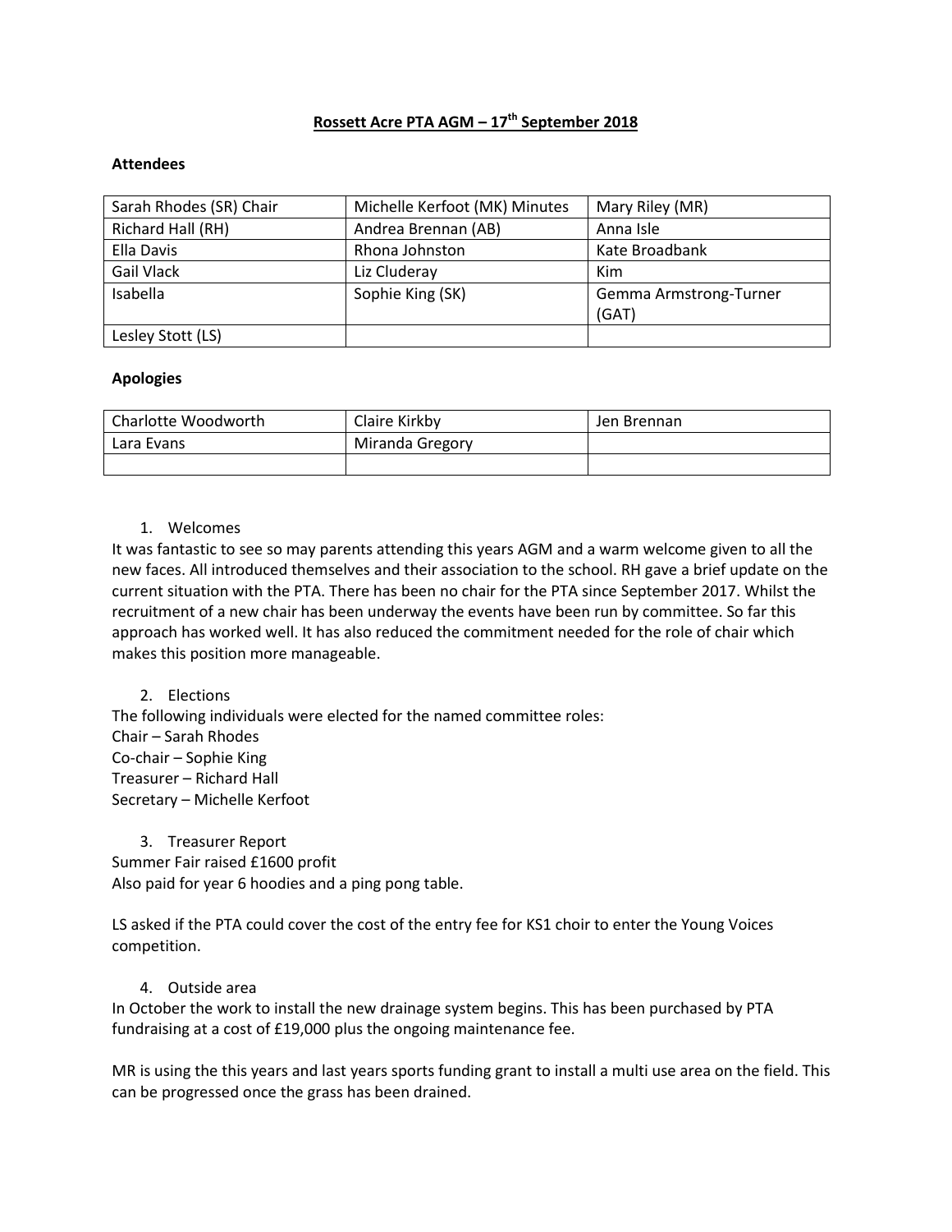# Rossett Acre PTA AGM – 17th September 2018

**Attendees**

| | | |
|---|---|---|
| Sarah Rhodes (SR) Chair | Michelle Kerfoot (MK) Minutes | Mary Riley (MR) |
| Richard Hall (RH) | Andrea Brennan (AB) | Anna Isle |
| Ella Davis | Rhona Johnston | Kate Broadbank |
| Gail Vlack | Liz Cluderay | Kim |
| Isabella | Sophie King (SK) | Gemma Armstrong-Turner (GAT) |
| Lesley Stott (LS) | | |

**Apologies**

| | | |
|---|---|---|
| Charlotte Woodworth | Claire Kirkby | Jen Brennan |
| Lara Evans | Miranda Gregory | |
| | | |

1. Welcomes

It was fantastic to see so may parents attending this years AGM and a warm welcome given to all the new faces. All introduced themselves and their association to the school. RH gave a brief update on the current situation with the PTA. There has been no chair for the PTA since September 2017. Whilst the recruitment of a new chair has been underway the events have been run by committee. So far this approach has worked well. It has also reduced the commitment needed for the role of chair which makes this position more manageable.

2. Elections

The following individuals were elected for the named committee roles:
Chair – Sarah Rhodes
Co-chair – Sophie King
Treasurer – Richard Hall
Secretary – Michelle Kerfoot

3. Treasurer Report

Summer Fair raised £1600 profit
Also paid for year 6 hoodies and a ping pong table.

LS asked if the PTA could cover the cost of the entry fee for KS1 choir to enter the Young Voices competition.

4. Outside area

In October the work to install the new drainage system begins. This has been purchased by PTA fundraising at a cost of £19,000 plus the ongoing maintenance fee.

MR is using the this years and last years sports funding grant to install a multi use area on the field. This can be progressed once the grass has been drained.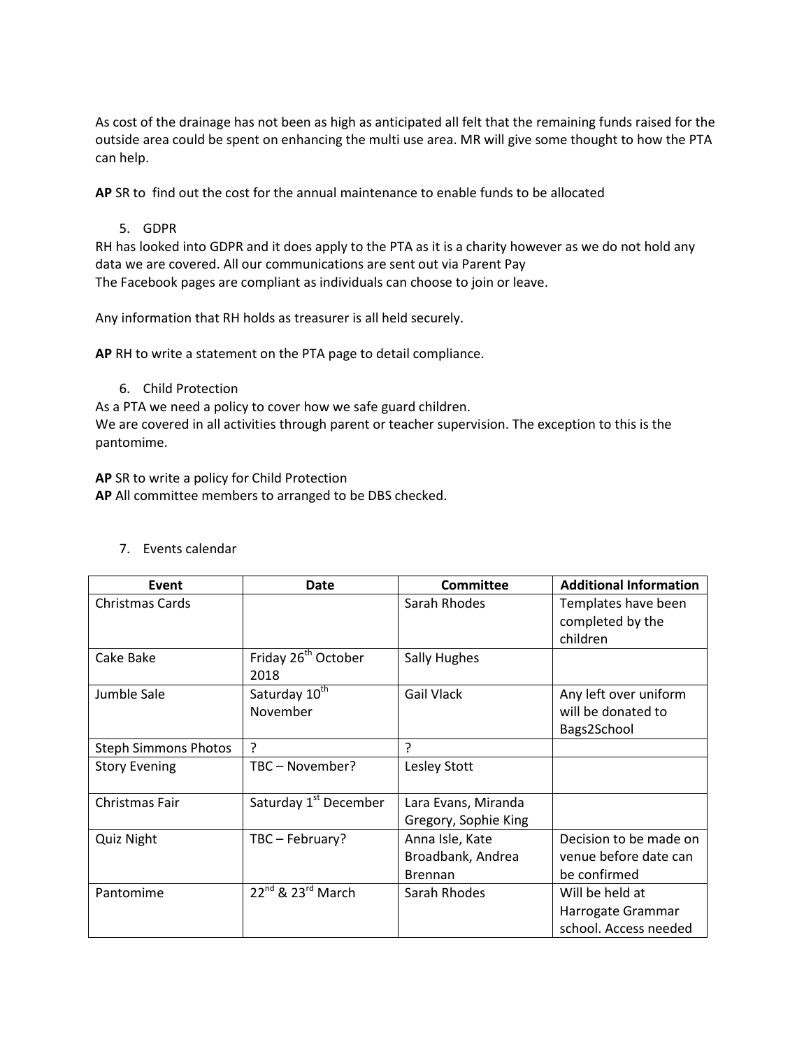As cost of the drainage has not been as high as anticipated all felt that the remaining funds raised for the outside area could be spent on enhancing the multi use area. MR will give some thought to how the PTA can help.

**AP** SR to find out the cost for the annual maintenance to enable funds to be allocated

5. GDPR

RH has looked into GDPR and it does apply to the PTA as it is a charity however as we do not hold any data we are covered. All our communications are sent out via Parent Pay
The Facebook pages are compliant as individuals can choose to join or leave.

Any information that RH holds as treasurer is all held securely.

**AP** RH to write a statement on the PTA page to detail compliance.

6. Child Protection

As a PTA we need a policy to cover how we safe guard children.
We are covered in all activities through parent or teacher supervision. The exception to this is the pantomime.

**AP** SR to write a policy for Child Protection
**AP** All committee members to arranged to be DBS checked.

7. Events calendar

| Event | Date | Committee | Additional Information |
|---|---|---|---|
| Christmas Cards | | Sarah Rhodes | Templates have been completed by the children |
| Cake Bake | Friday 26th October 2018 | Sally Hughes | |
| Jumble Sale | Saturday 10th November | Gail Vlack | Any left over uniform will be donated to Bags2School |
| Steph Simmons Photos | ? | ? | |
| Story Evening | TBC – November? | Lesley Stott | |
| Christmas Fair | Saturday 1st December | Lara Evans, Miranda Gregory, Sophie King | |
| Quiz Night | TBC – February? | Anna Isle, Kate Broadbank, Andrea Brennan | Decision to be made on venue before date can be confirmed |
| Pantomime | 22nd & 23rd March | Sarah Rhodes | Will be held at Harrogate Grammar school. Access needed |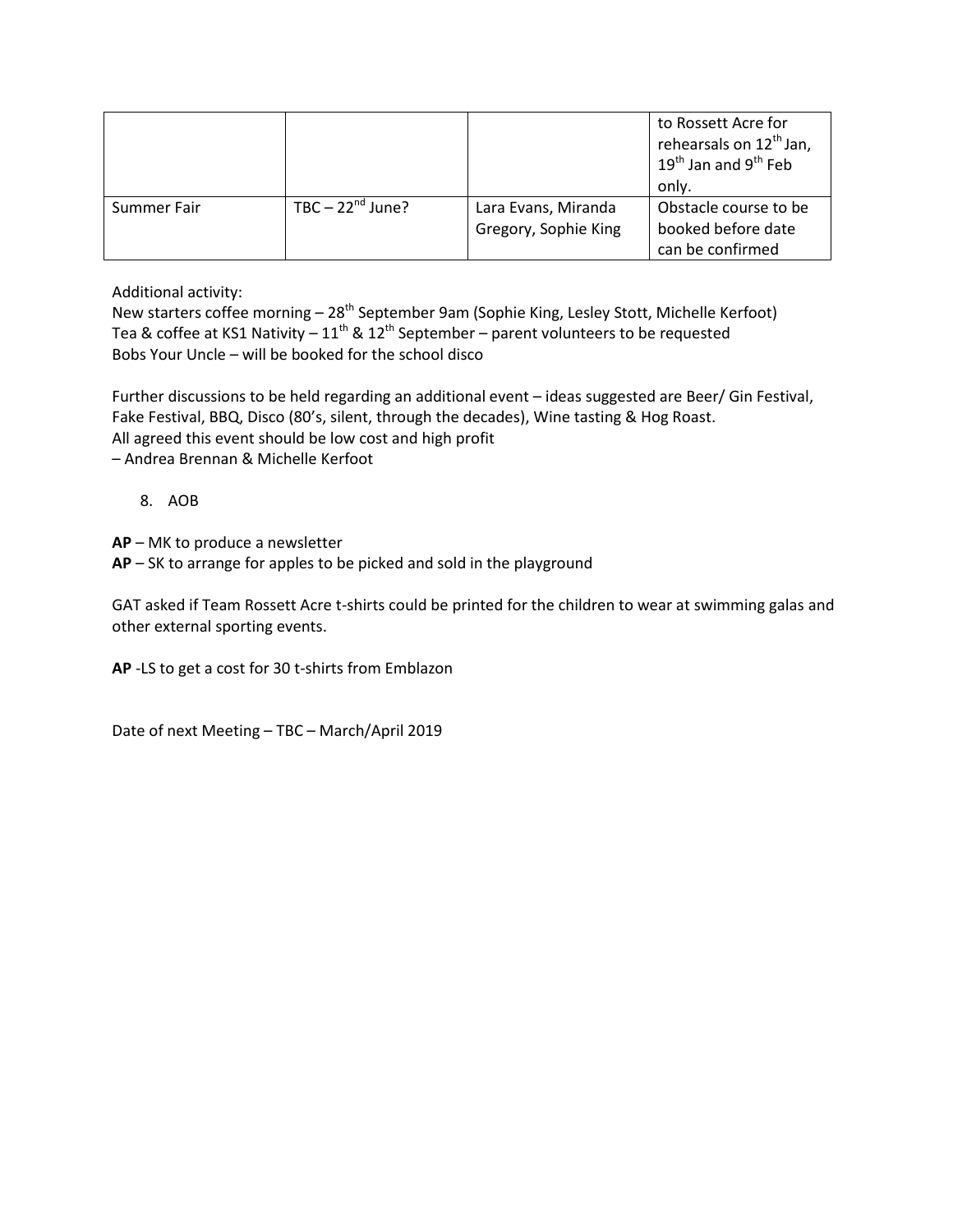| | | | |
|---|---|---|---|
| | | | to Rossett Acre for rehearsals on 12th Jan, 19th Jan and 9th Feb only. |
| Summer Fair | TBC – 22nd June? | Lara Evans, Miranda Gregory, Sophie King | Obstacle course to be booked before date can be confirmed |

Additional activity:
New starters coffee morning – 28th September 9am (Sophie King, Lesley Stott, Michelle Kerfoot)
Tea & coffee at KS1 Nativity – 11th & 12th September – parent volunteers to be requested
Bobs Your Uncle – will be booked for the school disco

Further discussions to be held regarding an additional event – ideas suggested are Beer/ Gin Festival, Fake Festival, BBQ, Disco (80's, silent, through the decades), Wine tasting & Hog Roast.
All agreed this event should be low cost and high profit
– Andrea Brennan & Michelle Kerfoot

8. AOB

**AP** – MK to produce a newsletter
**AP** – SK to arrange for apples to be picked and sold in the playground

GAT asked if Team Rossett Acre t-shirts could be printed for the children to wear at swimming galas and other external sporting events.

**AP** -LS to get a cost for 30 t-shirts from Emblazon

Date of next Meeting – TBC – March/April 2019